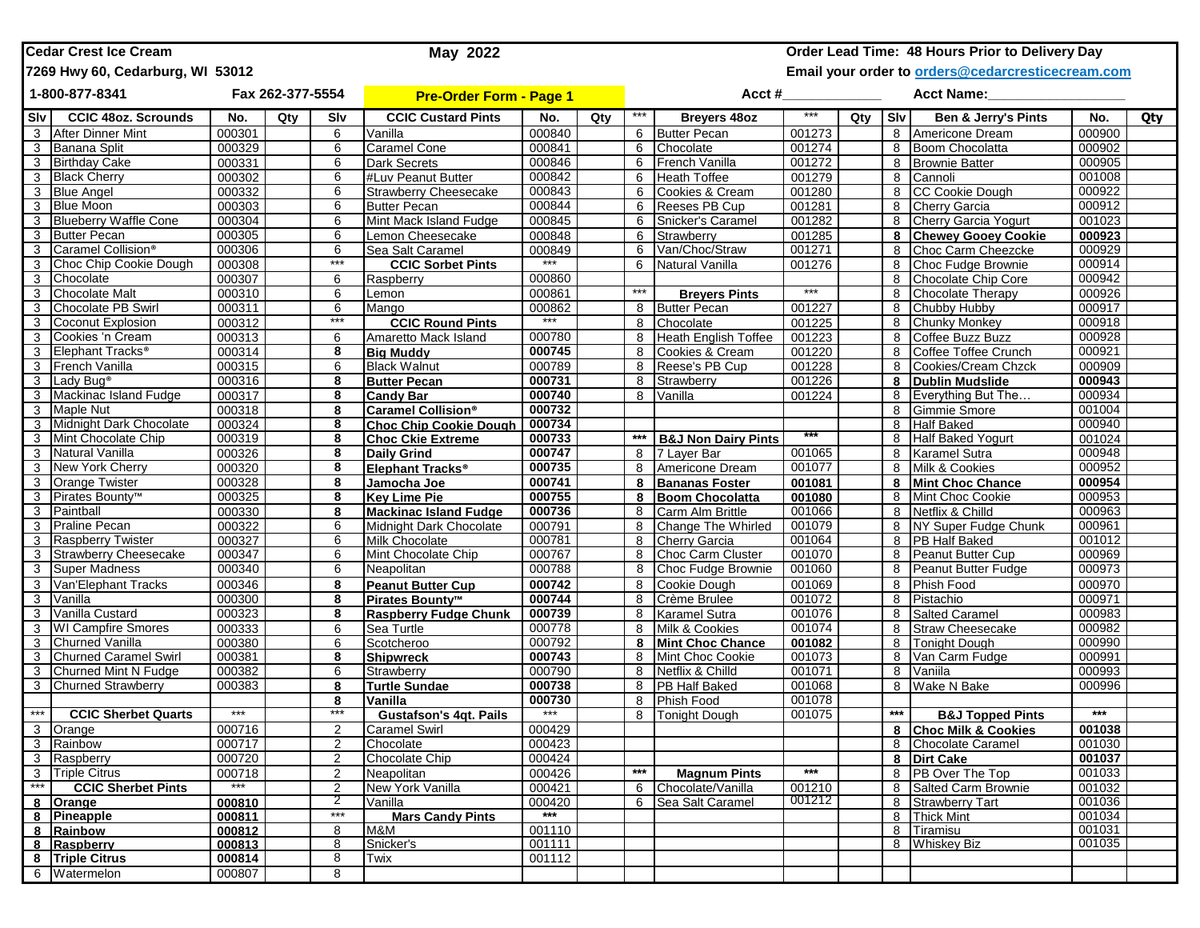**Cedar Crest Ice Cream** | **May 2022** | **Order Lead Time: 48 Hours Prior to Delivery Day**

**7269 Hwy 60, Cedarburg, WI 53012** | **Email your order to orders@cedarcresticecream.com**

**1-800-877-8341** | **Fax 262-377-5554** | **Pre-Order Form - Page 1** | **Acct #____________** | **Acct Name:________________**

| Slv | CCIC 48oz. Scrounds | No. | Qty | Slv | CCIC Custard Pints | No. | Qty | *** | Breyers 48oz | *** | Qty | Slv | Ben & Jerry's Pints | No. | Qty |
|---|---|---|---|---|---|---|---|---|---|---|---|---|---|---|---|
| 3 | After Dinner Mint | 000301 | | 6 | Vanilla | 000840 | | 6 | Butter Pecan | 001273 | | 8 | Americone Dream | 000900 | |
| 3 | Banana Split | 000329 | | 6 | Caramel Cone | 000841 | | 6 | Chocolate | 001274 | | 8 | Boom Chocolatta | 000902 | |
| 3 | Birthday Cake | 000331 | | 6 | Dark Secrets | 000846 | | 6 | French Vanilla | 001272 | | 8 | Brownie Batter | 000905 | |
| 3 | Black Cherry | 000302 | | 6 | #Luv Peanut Butter | 000842 | | 6 | Heath Toffee | 001279 | | 8 | Cannoli | 001008 | |
| 3 | Blue Angel | 000332 | | 6 | Strawberry Cheesecake | 000843 | | 6 | Cookies & Cream | 001280 | | 8 | CC Cookie Dough | 000922 | |
| 3 | Blue Moon | 000303 | | 6 | Butter Pecan | 000844 | | 6 | Reeses PB Cup | 001281 | | 8 | Cherry Garcia | 000912 | |
| 3 | Blueberry Waffle Cone | 000304 | | 6 | Mint Mack Island Fudge | 000845 | | 6 | Snicker's Caramel | 001282 | | 8 | Cherry Garcia Yogurt | 001023 | |
| 3 | Butter Pecan | 000305 | | 6 | Lemon Cheesecake | 000848 | | 6 | Strawberry | 001285 | | **8** | **Chewey Gooey Cookie** | **000923** | |
| 3 | Caramel Collision® | 000306 | | 6 | Sea Salt Caramel | 000849 | | 6 | Van/Choc/Straw | 001271 | | 8 | Choc Carm Cheezcke | 000929 | |
| 3 | Choc Chip Cookie Dough | 000308 | | *** | **CCIC Sorbet Pints** | *** | | 6 | Natural Vanilla | 001276 | | 8 | Choc Fudge Brownie | 000914 | |
| 3 | Chocolate | 000307 | | 6 | Raspberry | 000860 | | | | | | 8 | Chocolate Chip Core | 000942 | |
| 3 | Chocolate Malt | 000310 | | 6 | Lemon | 000861 | | *** | **Breyers Pints** | *** | | 8 | Chocolate Therapy | 000926 | |
| 3 | Chocolate PB Swirl | 000311 | | 6 | Mango | 000862 | | 8 | Butter Pecan | 001227 | | 8 | Chubby Hubby | 000917 | |
| 3 | Coconut Explosion | 000312 | | *** | **CCIC Round Pints** | *** | | 8 | Chocolate | 001225 | | 8 | Chunky Monkey | 000918 | |
| 3 | Cookies 'n Cream | 000313 | | 6 | Amaretto Mack Island | 000780 | | 8 | Heath English Toffee | 001223 | | 8 | Coffee Buzz Buzz | 000928 | |
| 3 | Elephant Tracks® | 000314 | | **8** | **Big Muddy** | **000745** | | 8 | Cookies & Cream | 001220 | | 8 | Coffee Toffee Crunch | 000921 | |
| 3 | French Vanilla | 000315 | | 6 | Black Walnut | 000789 | | 8 | Reese's PB Cup | 001228 | | 8 | Cookies/Cream Chzck | 000909 | |
| 3 | Lady Bug® | 000316 | | **8** | **Butter Pecan** | **000731** | | 8 | Strawberry | 001226 | | **8** | **Dublin Mudslide** | **000943** | |
| 3 | Mackinac Island Fudge | 000317 | | **8** | **Candy Bar** | **000740** | | 8 | Vanilla | 001224 | | 8 | Everything But The… | 000934 | |
| 3 | Maple Nut | 000318 | | **8** | **Caramel Collision®** | **000732** | | | | | | 8 | Gimmie Smore | 001004 | |
| 3 | Midnight Dark Chocolate | 000324 | | **8** | **Choc Chip Cookie Dough** | **000734** | | | | | | 8 | Half Baked | 000940 | |
| 3 | Mint Chocolate Chip | 000319 | | **8** | **Choc Ckie Extreme** | **000733** | | *** | **B&J Non Dairy Pints** | *** | | 8 | Half Baked Yogurt | 001024 | |
| 3 | Natural Vanilla | 000326 | | **8** | **Daily Grind** | **000747** | | 8 | 7 Layer Bar | 001065 | | 8 | Karamel Sutra | 000948 | |
| 3 | New York Cherry | 000320 | | **8** | **Elephant Tracks®** | **000735** | | 8 | Americone Dream | 001077 | | 8 | Milk & Cookies | 000952 | |
| 3 | Orange Twister | 000328 | | **8** | **Jamocha Joe** | **000741** | | **8** | **Bananas Foster** | **001081** | | **8** | **Mint Choc Chance** | **000954** | |
| 3 | Pirates Bounty™ | 000325 | | **8** | **Key Lime Pie** | **000755** | | **8** | **Boom Chocolatta** | **001080** | | 8 | Mint Choc Cookie | 000953 | |
| 3 | Paintball | 000330 | | **8** | **Mackinac Island Fudge** | **000736** | | 8 | Carm Alm Brittle | 001066 | | 8 | Netflix & Chilld | 000963 | |
| 3 | Praline Pecan | 000322 | | 6 | Midnight Dark Chocolate | 000791 | | 8 | Change The Whirled | 001079 | | 8 | NY Super Fudge Chunk | 000961 | |
| 3 | Raspberry Twister | 000327 | | 6 | Milk Chocolate | 000781 | | 8 | Cherry Garcia | 001064 | | 8 | PB Half Baked | 001012 | |
| 3 | Strawberry Cheesecake | 000347 | | 6 | Mint Chocolate Chip | 000767 | | 8 | Choc Carm Cluster | 001070 | | 8 | Peanut Butter Cup | 000969 | |
| 3 | Super Madness | 000340 | | 6 | Neapolitan | 000788 | | 8 | Choc Fudge Brownie | 001060 | | 8 | Peanut Butter Fudge | 000973 | |
| 3 | Van'Elephant Tracks | 000346 | | **8** | **Peanut Butter Cup** | **000742** | | 8 | Cookie Dough | 001069 | | 8 | Phish Food | 000970 | |
| 3 | Vanilla | 000300 | | **8** | **Pirates Bounty™** | **000744** | | 8 | Crème Brulee | 001072 | | 8 | Pistachio | 000971 | |
| 3 | Vanilla Custard | 000323 | | **8** | **Raspberry Fudge Chunk** | **000739** | | 8 | Karamel Sutra | 001076 | | 8 | Salted Caramel | 000983 | |
| 3 | WI Campfire Smores | 000333 | | 6 | Sea Turtle | 000778 | | 8 | Milk & Cookies | 001074 | | 8 | Straw Cheesecake | 000982 | |
| 3 | Churned Vanilla | 000380 | | 6 | Scotcheroo | 000792 | | **8** | **Mint Choc Chance** | **001082** | | 8 | Tonight Dough | 000990 | |
| 3 | Churned Caramel Swirl | 000381 | | **8** | **Shipwreck** | **000743** | | 8 | Mint Choc Cookie | 001073 | | 8 | Van Carm Fudge | 000991 | |
| 3 | Churned Mint N Fudge | 000382 | | 6 | Strawberry | 000790 | | 8 | Netflix & Chilld | 001071 | | 8 | Vaniila | 000993 | |
| 3 | Churned Strawberry | 000383 | | **8** | **Turtle Sundae** | **000738** | | 8 | PB Half Baked | 001068 | | 8 | Wake N Bake | 000996 | |
| | | | | **8** | **Vanilla** | **000730** | | 8 | Phish Food | 001078 | | | | | |
| *** | **CCIC Sherbet Quarts** | *** | | *** | **Gustafson's 4qt. Pails** | *** | | 8 | Tonight Dough | 001075 | | *** | **B&J Topped Pints** | *** | |
| 3 | Orange | 000716 | | 2 | Caramel Swirl | 000429 | | | | | | **8** | **Choc Milk & Cookies** | **001038** | |
| 3 | Rainbow | 000717 | | 2 | Chocolate | 000423 | | | | | | 8 | Chocolate Caramel | 001030 | |
| 3 | Raspberry | 000720 | | 2 | Chocolate Chip | 000424 | | | | | | **8** | **Dirt Cake** | **001037** | |
| 3 | Triple Citrus | 000718 | | 2 | Neapolitan | 000426 | | *** | **Magnum Pints** | *** | | 8 | PB Over The Top | 001033 | |
| *** | **CCIC Sherbet Pints** | *** | | 2 | New York Vanilla | 000421 | | 6 | Chocolate/Vanilla | 001210 | | 8 | Salted Carm Brownie | 001032 | |
| **8** | **Orange** | **000810** | | 2 | Vanilla | 000420 | | 6 | Sea Salt Caramel | 001212 | | 8 | Strawberry Tart | 001036 | |
| **8** | **Pineapple** | **000811** | | *** | **Mars Candy Pints** | *** | | | | | | 8 | Thick Mint | 001034 | |
| **8** | **Rainbow** | **000812** | | 8 | M&M | 001110 | | | | | | 8 | Tiramisu | 001031 | |
| **8** | **Raspberry** | **000813** | | 8 | Snicker's | 001111 | | | | | | 8 | Whiskey Biz | 001035 | |
| **8** | **Triple Citrus** | **000814** | | 8 | Twix | 001112 | | | | | | | | | |
| 6 | Watermelon | 000807 | | 8 | | | | | | | | | | | |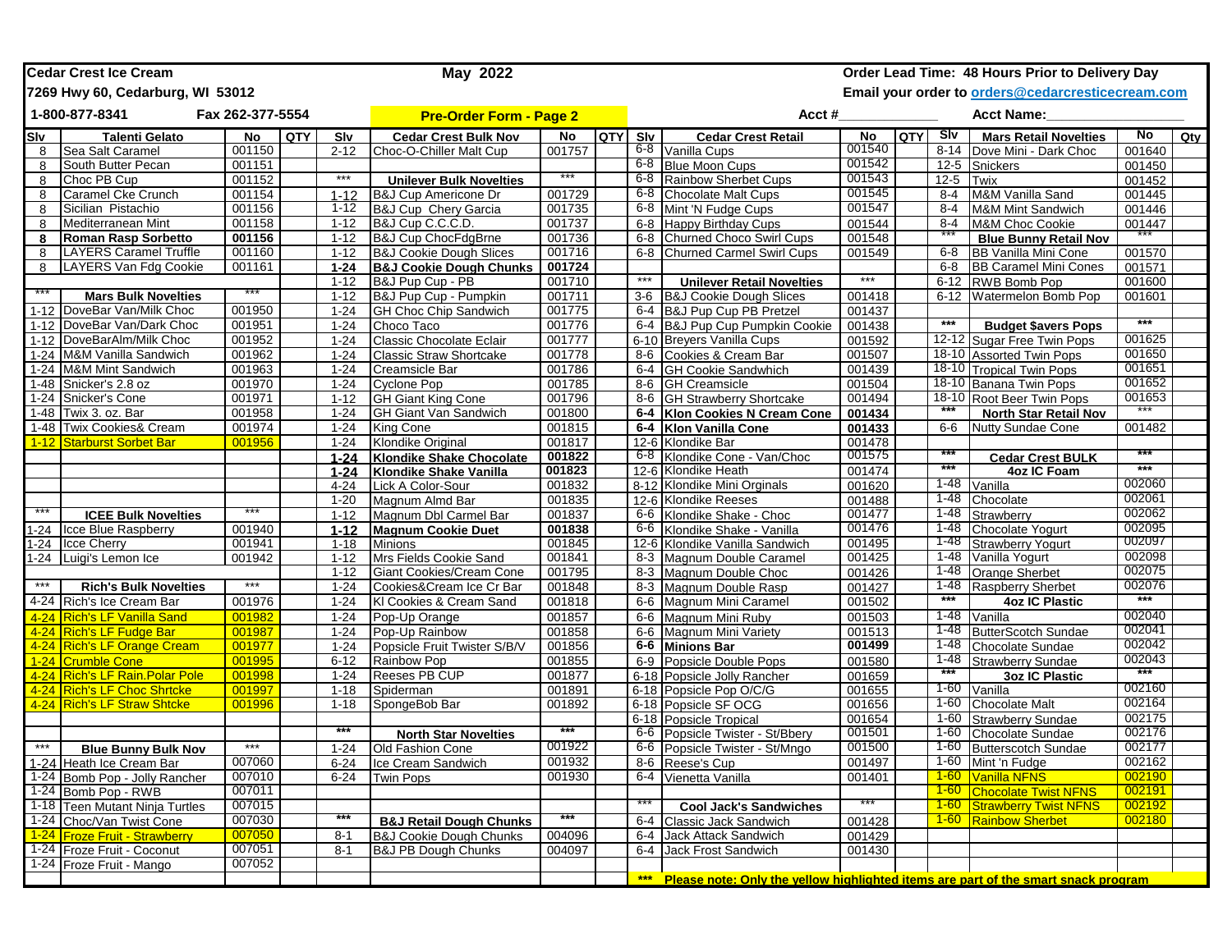**Cedar Crest Ice Cream** — **May 2022** — **Order Lead Time: 48 Hours Prior to Delivery Day**

**7269 Hwy 60, Cedarburg, WI 53012** — **Email your order to orders@cedarcresticecream.com**

**1-800-877-8341** — **Fax 262-377-5554** — **Pre-Order Form - Page 2** — **Acct #\_\_\_\_\_\_\_\_\_\_\_\_** — **Acct Name:\_\_\_\_\_\_\_\_\_\_\_\_\_\_\_\_**

| Slv | Talenti Gelato | No | QTY | Slv | Cedar Crest Bulk Nov | No | QTY | Slv | Cedar Crest Retail | No | QTY | Slv | Mars Retail Novelties | No | Qty |
|---|---|---|---|---|---|---|---|---|---|---|---|---|---|---|---|
| 8 | Sea Salt Caramel | 001150 | | 2-12 | Choc-O-Chiller Malt Cup | 001757 | | 6-8 | Vanilla Cups | 001540 | | 8-14 | Dove Mini - Dark Choc | 001640 | |
| 8 | South Butter Pecan | 001151 | | | | | | 6-8 | Blue Moon Cups | 001542 | | 12-5 | Snickers | 001450 | |
| 8 | Choc PB Cup | 001152 | | *** | **Unilever Bulk Novelties** | *** | | 6-8 | Rainbow Sherbet Cups | 001543 | | 12-5 | Twix | 001452 | |
| 8 | Caramel Cke Crunch | 001154 | | 1-12 | B&J Cup Americone Dr | 001729 | | 6-8 | Chocolate Malt Cups | 001545 | | 8-4 | M&M Vanilla Sand | 001445 | |
| 8 | Sicilian Pistachio | 001156 | | 1-12 | B&J Cup Chery Garcia | 001735 | | 6-8 | Mint 'N Fudge Cups | 001547 | | 8-4 | M&M Mint Sandwich | 001446 | |
| 8 | Mediterranean Mint | 001158 | | 1-12 | B&J Cup C.C.C.D. | 001737 | | 6-8 | Happy Birthday Cups | 001544 | | 8-4 | M&M Choc Cookie | 001447 | |
| **8** | **Roman Rasp Sorbetto** | **001156** | | 1-12 | B&J Cup ChocFdgBrne | 001736 | | 6-8 | Churned Choco Swirl Cups | 001548 | | *** | **Blue Bunny Retail Nov** | *** | |
| 8 | LAYERS Caramel Truffle | 001160 | | 1-12 | B&J Cookie Dough Slices | 001716 | | 6-8 | Churned Carmel Swirl Cups | 001549 | | 6-8 | BB Vanilla Mini Cone | 001570 | |
| 8 | LAYERS Van Fdg Cookie | 001161 | | **1-24** | **B&J Cookie Dough Chunks** | **001724** | | | | | | 6-8 | BB Caramel Mini Cones | 001571 | |
| | | | | 1-12 | B&J Pup Cup - PB | 001710 | | *** | **Unilever Retail Novelties** | *** | | 6-12 | RWB Bomb Pop | 001600 | |
| *** | **Mars Bulk Novelties** | *** | | 1-12 | B&J Pup Cup - Pumpkin | 001711 | | 3-6 | B&J Cookie Dough Slices | 001418 | | 6-12 | Watermelon Bomb Pop | 001601 | |
| 1-12 | DoveBar Van/Milk Choc | 001950 | | 1-24 | GH Choc Chip Sandwich | 001775 | | 6-4 | B&J Pup Cup PB Pretzel | 001437 | | | | | |
| 1-12 | DoveBar Van/Dark Choc | 001951 | | 1-24 | Choco Taco | 001776 | | 6-4 | B&J Pup Cup Pumpkin Cookie | 001438 | | *** | **Budget $avers Pops** | *** | |
| 1-12 | DoveBarAlm/Milk Choc | 001952 | | 1-24 | Classic Chocolate Eclair | 001777 | | 6-10 | Breyers Vanilla Cups | 001592 | | 12-12 | Sugar Free Twin Pops | 001625 | |
| 1-24 | M&M Vanilla Sandwich | 001962 | | 1-24 | Classic Straw Shortcake | 001778 | | 8-6 | Cookies & Cream Bar | 001507 | | 18-10 | Assorted Twin Pops | 001650 | |
| 1-24 | M&M Mint Sandwich | 001963 | | 1-24 | Creamsicle Bar | 001786 | | 6-4 | GH Cookie Sandwich | 001439 | | 18-10 | Tropical Twin Pops | 001651 | |
| 1-48 | Snicker's 2.8 oz | 001970 | | 1-24 | Cyclone Pop | 001785 | | 8-6 | GH Creamsicle | 001504 | | 18-10 | Banana Twin Pops | 001652 | |
| 1-24 | Snicker's Cone | 001971 | | 1-12 | GH Giant King Cone | 001796 | | 8-6 | GH Strawberry Shortcake | 001494 | | 18-10 | Root Beer Twin Pops | 001653 | |
| 1-48 | Twix 3. oz. Bar | 001958 | | 1-24 | GH Giant Van Sandwich | 001800 | | **6-4** | **Klon Cookies N Cream Cone** | **001434** | | *** | **North Star Retail Nov** | *** | |
| 1-48 | Twix Cookies& Cream | 001974 | | 1-24 | King Cone | 001815 | | **6-4** | **Klon Vanilla Cone** | **001433** | | 6-6 | Nutty Sundae Cone | 001482 | |
| 1-12 | Starburst Sorbet Bar | 001956 | | 1-24 | Klondike Original | 001817 | | 12-6 | Klondike Bar | 001478 | | | | | |
| | | | | **1-24** | **Klondike Shake Chocolate** | **001822** | | 6-8 | Klondike Cone - Van/Choc | 001575 | | *** | **Cedar Crest BULK** | *** | |
| | | | | **1-24** | **Klondike Shake Vanilla** | **001823** | | 12-6 | Klondike Heath | 001474 | | *** | **4oz IC Foam** | *** | |
| | | | | 4-24 | Lick A Color-Sour | 001832 | | 8-12 | Klondike Mini Orginals | 001620 | | 1-48 | Vanilla | 002060 | |
| | | | | 1-20 | Magnum Almd Bar | 001835 | | 12-6 | Klondike Reeses | 001488 | | 1-48 | Chocolate | 002061 | |
| *** | **ICEE Bulk Novelties** | *** | | 1-12 | Magnum Dbl Carmel Bar | 001837 | | 6-6 | Klondike Shake - Choc | 001477 | | 1-48 | Strawberry | 002062 | |
| 1-24 | Icce Blue Raspberry | 001940 | | **1-12** | **Magnum Cookie Duet** | **001838** | | 6-6 | Klondike Shake - Vanilla | 001476 | | 1-48 | Chocolate Yogurt | 002095 | |
| 1-24 | Icce Cherry | 001941 | | 1-18 | Minions | 001845 | | 12-6 | Klondike Vanilla Sandwich | 001495 | | 1-48 | Strawberry Yogurt | 002097 | |
| 1-24 | Luigi's Lemon Ice | 001942 | | 1-12 | Mrs Fields Cookie Sand | 001841 | | 8-3 | Magnum Double Caramel | 001425 | | 1-48 | Vanilla Yogurt | 002098 | |
| | | | | 1-12 | Giant Cookies/Cream Cone | 001795 | | 8-3 | Magnum Double Choc | 001426 | | 1-48 | Orange Sherbet | 002075 | |
| *** | **Rich's Bulk Novelties** | *** | | 1-24 | Cookies&Cream Ice Cr Bar | 001848 | | 8-3 | Magnum Double Rasp | 001427 | | 1-48 | Raspberry Sherbet | 002076 | |
| 4-24 | Rich's Ice Cream Bar | 001976 | | 1-24 | Kl Cookies & Cream Sand | 001818 | | 6-6 | Magnum Mini Caramel | 001502 | | *** | **4oz IC Plastic** | *** | |
| 4-24 | Rich's LF Vanilla Sand | 001982 | | 1-24 | Pop-Up Orange | 001857 | | 6-6 | Magnum Mini Ruby | 001503 | | 1-48 | Vanilla | 002040 | |
| 4-24 | Rich's LF Fudge Bar | 001987 | | 1-24 | Pop-Up Rainbow | 001858 | | 6-6 | Magnum Mini Variety | 001513 | | 1-48 | ButterScotch Sundae | 002041 | |
| 4-24 | Rich's LF Orange Cream | 001977 | | 1-24 | Popsicle Fruit Twister S/B/V | 001856 | | **6-6** | **Minions Bar** | **001499** | | 1-48 | Chocolate Sundae | 002042 | |
| 1-24 | Crumble Cone | 001995 | | 6-12 | Rainbow Pop | 001855 | | 6-9 | Popsicle Double Pops | 001580 | | 1-48 | Strawberry Sundae | 002043 | |
| 4-24 | Rich's LF Rain.Polar Pole | 001998 | | 1-24 | Reeses PB CUP | 001877 | | 6-18 | Popsicle Jolly Rancher | 001659 | | *** | **3oz IC Plastic** | *** | |
| 4-24 | Rich's LF Choc Shrtcke | 001997 | | 1-18 | Spiderman | 001891 | | 6-18 | Popsicle Pop O/C/G | 001655 | | 1-60 | Vanilla | 002160 | |
| 4-24 | Rich's LF Straw Shtcke | 001996 | | 1-18 | SpongeBob Bar | 001892 | | 6-18 | Popsicle SF OCG | 001656 | | 1-60 | Chocolate Malt | 002164 | |
| | | | | | | | | 6-18 | Popsicle Tropical | 001654 | | 1-60 | Strawberry Sundae | 002175 | |
| | | | | *** | **North Star Novelties** | *** | | 6-6 | Popsicle Twister - St/Bbery | 001501 | | 1-60 | Chocolate Sundae | 002176 | |
| *** | **Blue Bunny Bulk Nov** | *** | | 1-24 | Old Fashion Cone | 001922 | | 6-6 | Popsicle Twister - St/Mngo | 001500 | | 1-60 | Butterscotch Sundae | 002177 | |
| 1-24 | Heath Ice Cream Bar | 007060 | | 6-24 | Ice Cream Sandwich | 001932 | | 8-6 | Reese's Cup | 001497 | | 1-60 | Mint 'n Fudge | 002162 | |
| 1-24 | Bomb Pop - Jolly Rancher | 007010 | | 6-24 | Twin Pops | 001930 | | 6-4 | Vienetta Vanilla | 001401 | | 1-60 | Vanilla NFNS | 002190 | |
| 1-24 | Bomb Pop - RWB | 007011 | | | | | | | | | | 1-60 | Chocolate Twist NFNS | 002191 | |
| 1-18 | Teen Mutant Ninja Turtles | 007015 | | | | | | *** | **Cool Jack's Sandwiches** | *** | | 1-60 | Strawberry Twist NFNS | 002192 | |
| 1-24 | Choc/Van Twist Cone | 007030 | | *** | **B&J Retail Dough Chunks** | *** | | 6-4 | Classic Jack Sandwich | 001428 | | 1-60 | Rainbow Sherbet | 002180 | |
| 1-24 | Froze Fruit - Strawberry | 007050 | | 8-1 | B&J Cookie Dough Chunks | 004096 | | 6-4 | Jack Attack Sandwich | 001429 | | | | | |
| 1-24 | Froze Fruit - Coconut | 007051 | | 8-1 | B&J PB Dough Chunks | 004097 | | 6-4 | Jack Frost Sandwich | 001430 | | | | | |
| 1-24 | Froze Fruit - Mango | 007052 | | | | | | | | | | | | | |

**\*\*\* Please note: Only the yellow highlighted items are part of the smart snack program**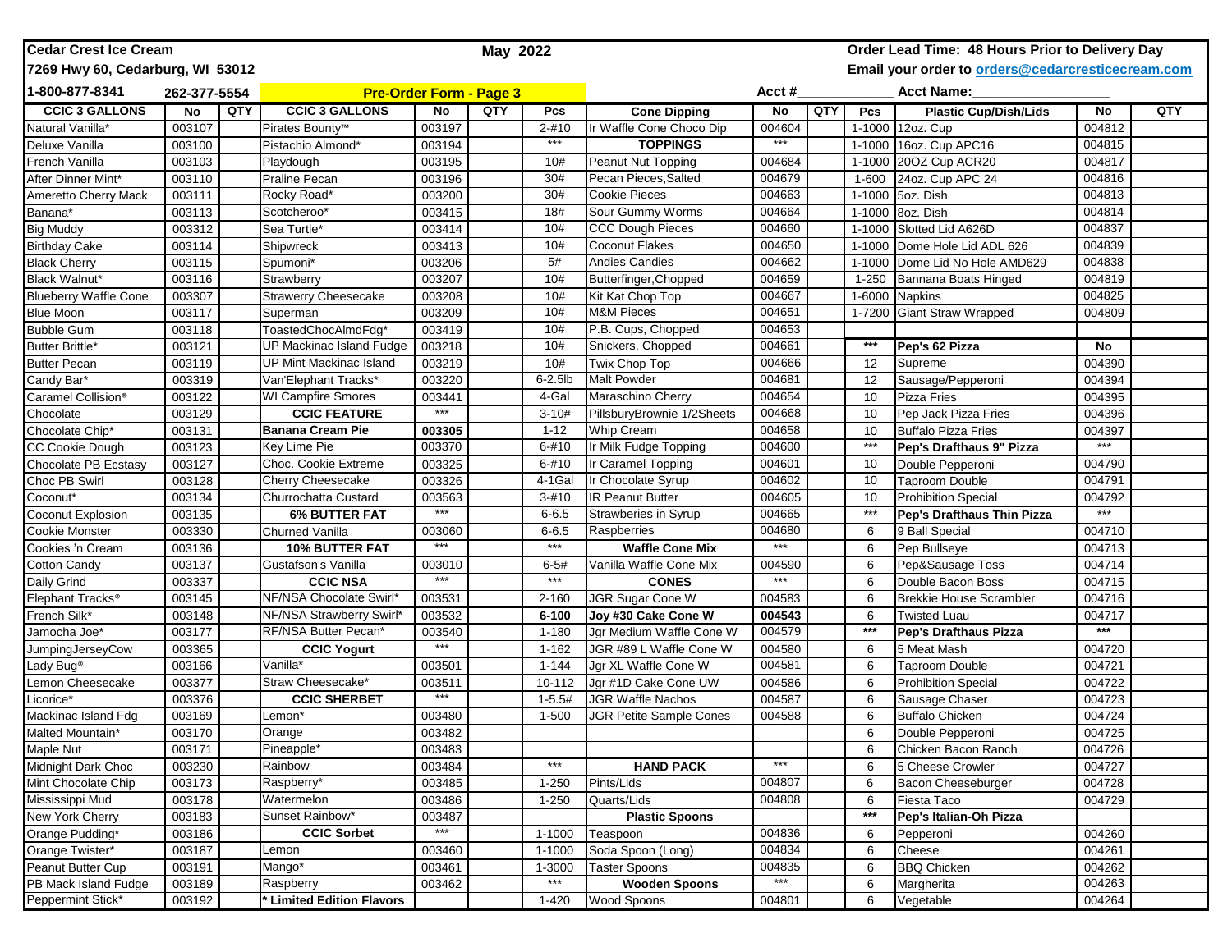**Cedar Crest Ice Cream** — **May 2022** — **Order Lead Time: 48 Hours Prior to Delivery Day**

**7269 Hwy 60, Cedarburg, WI 53012** — **Email your order to orders@cedarcresticecream.com**

**1-800-877-8341** — **262-377-5554** — **Pre-Order Form - Page 3** — **Acct #\_\_\_\_\_\_\_\_\_\_\_\_ Acct Name:\_\_\_\_\_\_\_\_\_\_\_\_\_\_\_\_\_\_**

| CCIC 3 GALLONS | No | QTY | CCIC 3 GALLONS | No | QTY | Pcs | Cone Dipping | No | QTY | Pcs | Plastic Cup/Dish/Lids | No | QTY |
|---|---|---|---|---|---|---|---|---|---|---|---|---|---|
| Natural Vanilla* | 003107 | | Pirates Bounty™ | 003197 | | 2-#10 | Ir Waffle Cone Choco Dip | 004604 | | 1-1000 | 12oz. Cup | 004812 | |
| Deluxe Vanilla | 003100 | | Pistachio Almond* | 003194 | | *** | **TOPPINGS** | *** | | 1-1000 | 16oz. Cup APC16 | 004815 | |
| French Vanilla | 003103 | | Playdough | 003195 | | 10# | Peanut Nut Topping | 004684 | | 1-1000 | 20OZ Cup ACR20 | 004817 | |
| After Dinner Mint* | 003110 | | Praline Pecan | 003196 | | 30# | Pecan Pieces,Salted | 004679 | | 1-600 | 24oz. Cup APC 24 | 004816 | |
| Ameretto Cherry Mack | 003111 | | Rocky Road* | 003200 | | 30# | Cookie Pieces | 004663 | | 1-1000 | 5oz. Dish | 004813 | |
| Banana* | 003113 | | Scotcheroo* | 003415 | | 18# | Sour Gummy Worms | 004664 | | 1-1000 | 8oz. Dish | 004814 | |
| Big Muddy | 003312 | | Sea Turtle* | 003414 | | 10# | CCC Dough Pieces | 004660 | | 1-1000 | Slotted Lid A626D | 004837 | |
| Birthday Cake | 003114 | | Shipwreck | 003413 | | 10# | Coconut Flakes | 004650 | | 1-1000 | Dome Hole Lid ADL 626 | 004839 | |
| Black Cherry | 003115 | | Spumoni* | 003206 | | 5# | Andies Candies | 004662 | | 1-1000 | Dome Lid No Hole AMD629 | 004838 | |
| Black Walnut* | 003116 | | Strawberry | 003207 | | 10# | Butterfinger,Chopped | 004659 | | 1-250 | Bannana Boats Hinged | 004819 | |
| Blueberry Waffle Cone | 003307 | | Strawerry Cheesecake | 003208 | | 10# | Kit Kat Chop Top | 004667 | | 1-6000 | Napkins | 004825 | |
| Blue Moon | 003117 | | Superman | 003209 | | 10# | M&M Pieces | 004651 | | 1-7200 | Giant Straw Wrapped | 004809 | |
| Bubble Gum | 003118 | | ToastedChocAlmdFdg* | 003419 | | 10# | P.B. Cups, Chopped | 004653 | | | | | |
| Butter Brittle* | 003121 | | UP Mackinac Island Fudge | 003218 | | 10# | Snickers, Chopped | 004661 | | *** | **Pep's 62 Pizza** | **No** | |
| Butter Pecan | 003119 | | UP Mint Mackinac Island | 003219 | | 10# | Twix Chop Top | 004666 | | 12 | Supreme | 004390 | |
| Candy Bar* | 003319 | | Van'Elephant Tracks* | 003220 | | 6-2.5lb | Malt Powder | 004681 | | 12 | Sausage/Pepperoni | 004394 | |
| Caramel Collision® | 003122 | | WI Campfire Smores | 003441 | | 4-Gal | Maraschino Cherry | 004654 | | 10 | Pizza Fries | 004395 | |
| Chocolate | 003129 | | **CCIC FEATURE** | *** | | 3-10# | PillsburyBrownie 1/2Sheets | 004668 | | 10 | Pep Jack Pizza Fries | 004396 | |
| Chocolate Chip* | 003131 | | **Banana Cream Pie** | **003305** | | 1-12 | Whip Cream | 004658 | | 10 | Buffalo Pizza Fries | 004397 | |
| CC Cookie Dough | 003123 | | Key Lime Pie | 003370 | | 6-#10 | Ir Milk Fudge Topping | 004600 | | *** | **Pep's Drafthaus 9" Pizza** | *** | |
| Chocolate PB Ecstasy | 003127 | | Choc. Cookie Extreme | 003325 | | 6-#10 | Ir Caramel Topping | 004601 | | 10 | Double Pepperoni | 004790 | |
| Choc PB Swirl | 003128 | | Cherry Cheesecake | 003326 | | 4-1Gal | Ir Chocolate Syrup | 004602 | | 10 | Taproom Double | 004791 | |
| Coconut* | 003134 | | Churrochatta Custard | 003563 | | 3-#10 | IR Peanut Butter | 004605 | | 10 | Prohibition Special | 004792 | |
| Coconut Explosion | 003135 | | **6% BUTTER FAT** | *** | | 6-6.5 | Strawberies in Syrup | 004665 | | *** | **Pep's Drafthaus Thin Pizza** | *** | |
| Cookie Monster | 003330 | | Churned Vanilla | 003060 | | 6-6.5 | Raspberries | 004680 | | 6 | 9 Ball Special | 004710 | |
| Cookies 'n Cream | 003136 | | **10% BUTTER FAT** | *** | | *** | **Waffle Cone Mix** | *** | | 6 | Pep Bullseye | 004713 | |
| Cotton Candy | 003137 | | Gustafson's Vanilla | 003010 | | 6-5# | Vanilla Waffle Cone Mix | 004590 | | 6 | Pep&Sausage Toss | 004714 | |
| Daily Grind | 003337 | | **CCIC NSA** | *** | | *** | **CONES** | *** | | 6 | Double Bacon Boss | 004715 | |
| Elephant Tracks® | 003145 | | NF/NSA Chocolate Swirl* | 003531 | | 2-160 | JGR Sugar Cone W | 004583 | | 6 | Brekkie House Scrambler | 004716 | |
| French Silk* | 003148 | | NF/NSA Strawberry Swirl* | 003532 | | **6-100** | **Joy #30 Cake Cone W** | **004543** | | 6 | Twisted Luau | 004717 | |
| Jamocha Joe* | 003177 | | RF/NSA Butter Pecan* | 003540 | | 1-180 | Jgr Medium Waffle Cone W | 004579 | | *** | **Pep's Drafthaus Pizza** | *** | |
| JumpingJerseyCow | 003365 | | **CCIC Yogurt** | *** | | 1-162 | JGR #89 L Waffle Cone W | 004580 | | 6 | 5 Meat Mash | 004720 | |
| Lady Bug® | 003166 | | Vanilla* | 003501 | | 1-144 | Jgr XL Waffle Cone W | 004581 | | 6 | Taproom Double | 004721 | |
| Lemon Cheesecake | 003377 | | Straw Cheesecake* | 003511 | | 10-112 | Jgr #1D Cake Cone UW | 004586 | | 6 | Prohibition Special | 004722 | |
| Licorice* | 003376 | | **CCIC SHERBET** | *** | | 1-5.5# | JGR Waffle Nachos | 004587 | | 6 | Sausage Chaser | 004723 | |
| Mackinac Island Fdg | 003169 | | Lemon* | 003480 | | 1-500 | JGR Petite Sample Cones | 004588 | | 6 | Buffalo Chicken | 004724 | |
| Malted Mountain* | 003170 | | Orange | 003482 | | | | | | 6 | Double Pepperoni | 004725 | |
| Maple Nut | 003171 | | Pineapple* | 003483 | | | | | | 6 | Chicken Bacon Ranch | 004726 | |
| Midnight Dark Choc | 003230 | | Rainbow | 003484 | | *** | **HAND PACK** | *** | | 6 | 5 Cheese Crowler | 004727 | |
| Mint Chocolate Chip | 003173 | | Raspberry* | 003485 | | 1-250 | Pints/Lids | 004807 | | 6 | Bacon Cheeseburger | 004728 | |
| Mississippi Mud | 003178 | | Watermelon | 003486 | | 1-250 | Quarts/Lids | 004808 | | 6 | Fiesta Taco | 004729 | |
| New York Cherry | 003183 | | Sunset Rainbow* | 003487 | | | **Plastic Spoons** | | | *** | **Pep's Italian-Oh Pizza** | | |
| Orange Pudding* | 003186 | | **CCIC Sorbet** | *** | | 1-1000 | Teaspoon | 004836 | | 6 | Pepperoni | 004260 | |
| Orange Twister* | 003187 | | Lemon | 003460 | | 1-1000 | Soda Spoon (Long) | 004834 | | 6 | Cheese | 004261 | |
| Peanut Butter Cup | 003191 | | Mango* | 003461 | | 1-3000 | Taster Spoons | 004835 | | 6 | BBQ Chicken | 004262 | |
| PB Mack Island Fudge | 003189 | | Raspberry | 003462 | | *** | **Wooden Spoons** | *** | | 6 | Margherita | 004263 | |
| Peppermint Stick* | 003192 | | **\* Limited Edition Flavors** | | | 1-420 | Wood Spoons | 004801 | | 6 | Vegetable | 004264 | |